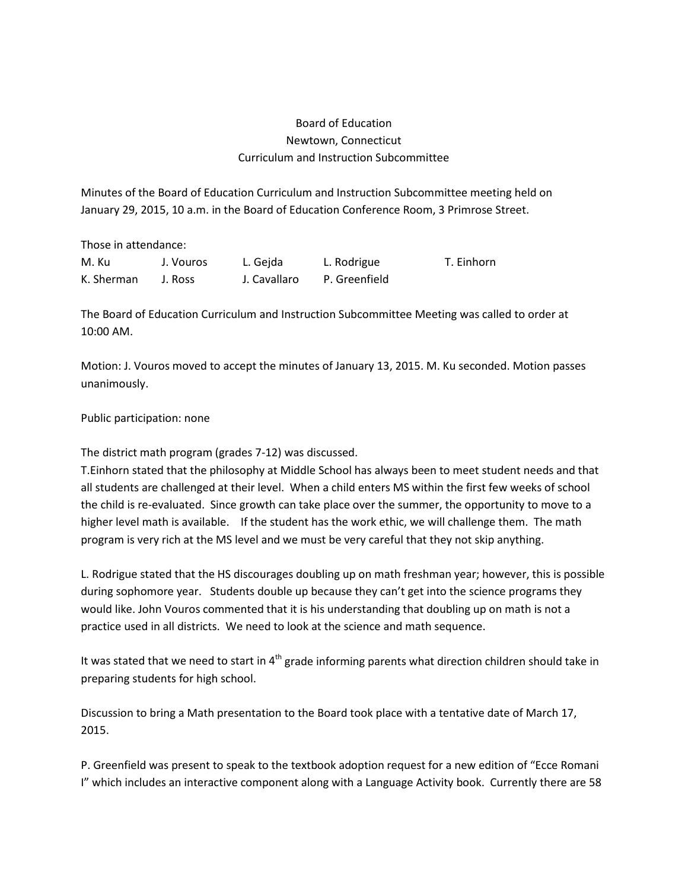Board of Education
Newtown, Connecticut
Curriculum and Instruction Subcommittee

Minutes of the Board of Education Curriculum and Instruction Subcommittee meeting held on January 29, 2015, 10 a.m. in the Board of Education Conference Room, 3 Primrose Street.

Those in attendance:

| | | | | |
|---|---|---|---|---|
| M. Ku | J. Vouros | L. Gejda | L. Rodrigue | T. Einhorn |
| K. Sherman | J. Ross | J. Cavallaro | P. Greenfield | |

The Board of Education Curriculum and Instruction Subcommittee Meeting was called to order at 10:00 AM.

Motion: J. Vouros moved to accept the minutes of January 13, 2015. M. Ku seconded. Motion passes unanimously.

Public participation: none

The district math program (grades 7-12) was discussed.
T.Einhorn stated that the philosophy at Middle School has always been to meet student needs and that all students are challenged at their level. When a child enters MS within the first few weeks of school the child is re-evaluated. Since growth can take place over the summer, the opportunity to move to a higher level math is available. If the student has the work ethic, we will challenge them. The math program is very rich at the MS level and we must be very careful that they not skip anything.

L. Rodrigue stated that the HS discourages doubling up on math freshman year; however, this is possible during sophomore year. Students double up because they can't get into the science programs they would like. John Vouros commented that it is his understanding that doubling up on math is not a practice used in all districts. We need to look at the science and math sequence.

It was stated that we need to start in 4th grade informing parents what direction children should take in preparing students for high school.

Discussion to bring a Math presentation to the Board took place with a tentative date of March 17, 2015.

P. Greenfield was present to speak to the textbook adoption request for a new edition of "Ecce Romani I" which includes an interactive component along with a Language Activity book. Currently there are 58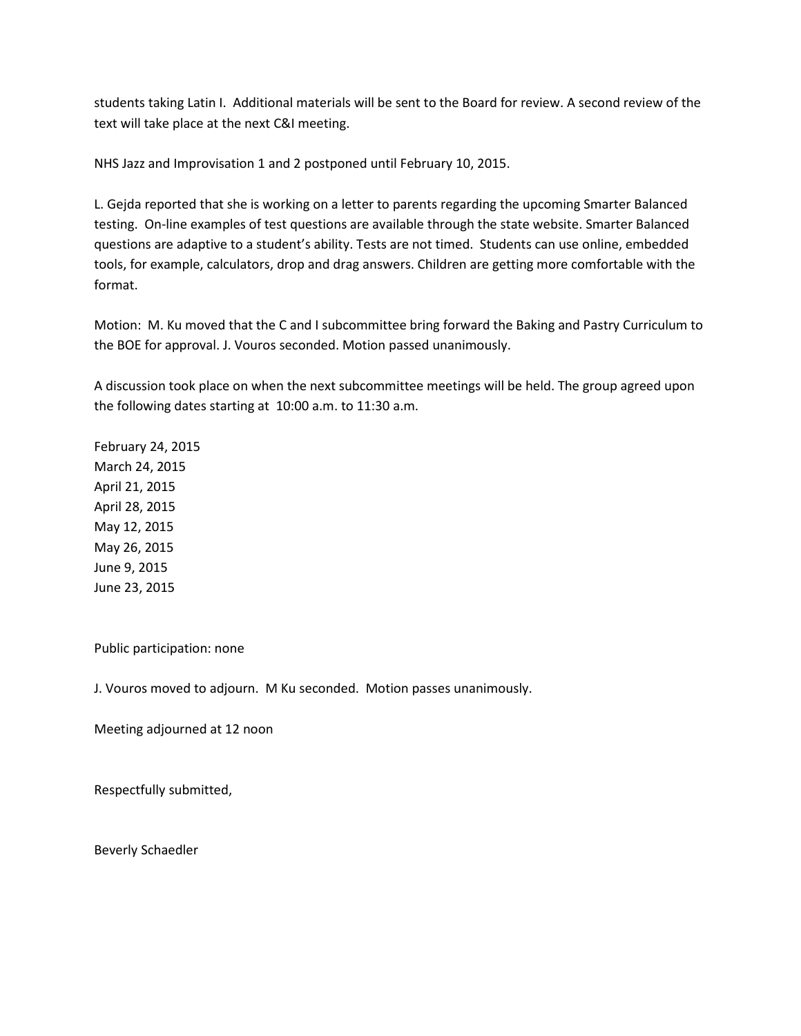students taking Latin I.  Additional materials will be sent to the Board for review. A second review of the text will take place at the next C&I meeting.

NHS Jazz and Improvisation 1 and 2 postponed until February 10, 2015.

L. Gejda reported that she is working on a letter to parents regarding the upcoming Smarter Balanced testing.  On-line examples of test questions are available through the state website. Smarter Balanced questions are adaptive to a student's ability. Tests are not timed.  Students can use online, embedded tools, for example, calculators, drop and drag answers. Children are getting more comfortable with the format.

Motion:  M. Ku moved that the C and I subcommittee bring forward the Baking and Pastry Curriculum to the BOE for approval. J. Vouros seconded. Motion passed unanimously.

A discussion took place on when the next subcommittee meetings will be held. The group agreed upon the following dates starting at  10:00 a.m. to 11:30 a.m.

February 24, 2015
March 24, 2015
April 21, 2015
April 28, 2015
May 12, 2015
May 26, 2015
June 9, 2015
June 23, 2015

Public participation: none

J. Vouros moved to adjourn.  M Ku seconded.  Motion passes unanimously.

Meeting adjourned at 12 noon

Respectfully submitted,

Beverly Schaedler